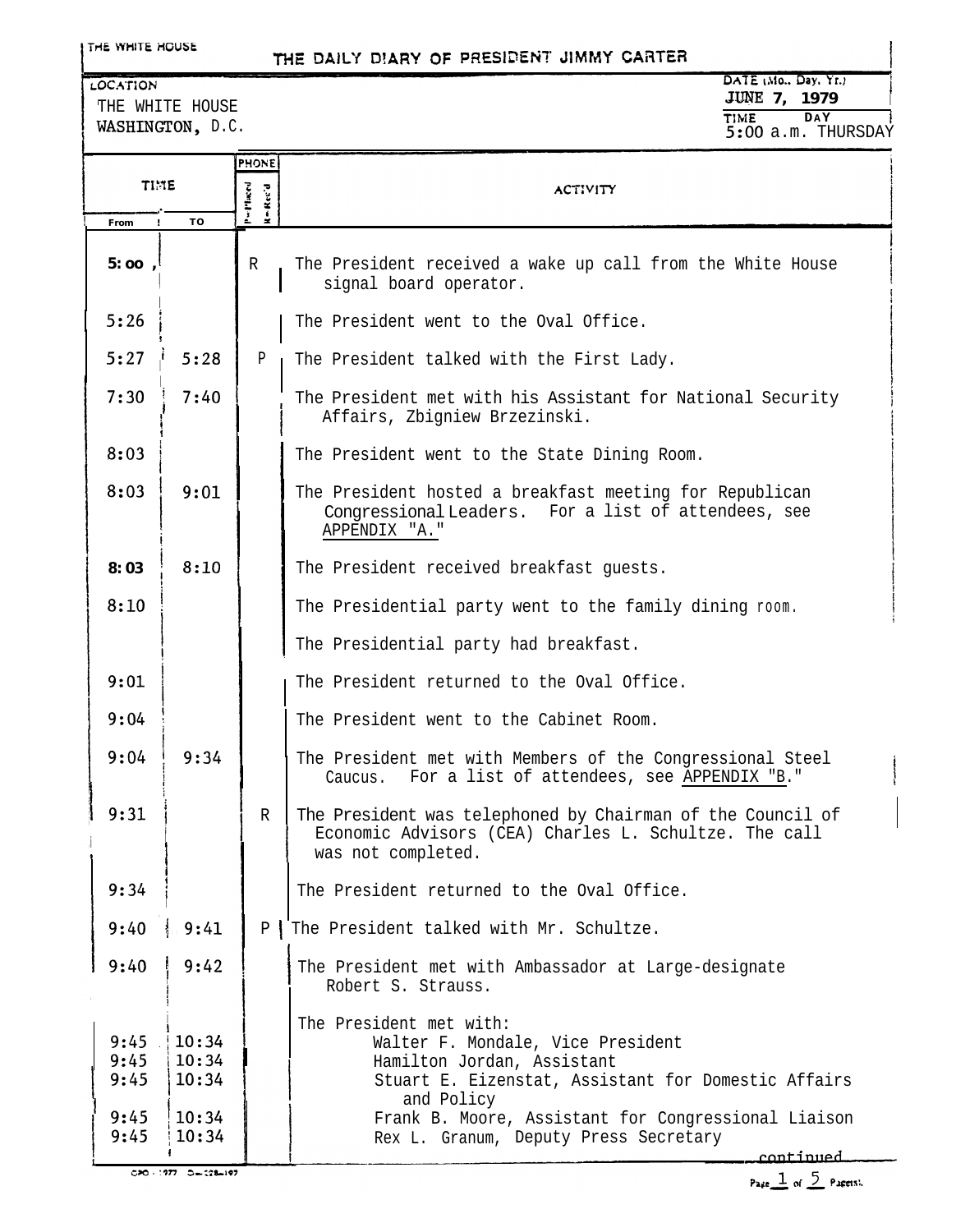THE WHITE HOUSE

# THE DAILY DIARY OF PRESIDENT JIMMY CARTER

LOCATION: THE WHITE HOUSE, WASHINGTON, D.C.

DATE (Mo., Day, Yr.): JUNE 7, 1979

TIME: 5:00 a.m.  DAY: THURSDAY

| TIME From | TIME To | PHONE (P=Placed, R=Rec'd) | ACTIVITY |
|---|---|---|---|
| 5:00 | | R | The President received a wake up call from the White House signal board operator. |
| 5:26 | | | The President went to the Oval Office. |
| 5:27 | 5:28 | P | The President talked with the First Lady. |
| 7:30 | 7:40 | | The President met with his Assistant for National Security Affairs, Zbigniew Brzezinski. |
| 8:03 | | | The President went to the State Dining Room. |
| 8:03 | 9:01 | | The President hosted a breakfast meeting for Republican Congressional Leaders. For a list of attendees, see APPENDIX "A." |
| 8:03 | 8:10 | | The President received breakfast guests. |
| 8:10 | | | The Presidential party went to the family dining room. |
| | | | The Presidential party had breakfast. |
| 9:01 | | | The President returned to the Oval Office. |
| 9:04 | | | The President went to the Cabinet Room. |
| 9:04 | 9:34 | | The President met with Members of the Congressional Steel Caucus. For a list of attendees, see APPENDIX "B." |
| 9:31 | | R | The President was telephoned by Chairman of the Council of Economic Advisors (CEA) Charles L. Schultze. The call was not completed. |
| 9:34 | | | The President returned to the Oval Office. |
| 9:40 | 9:41 | P | The President talked with Mr. Schultze. |
| 9:40 | 9:42 | | The President met with Ambassador at Large-designate Robert S. Strauss. |
| | | | The President met with: |
| 9:45 | 10:34 | | Walter F. Mondale, Vice President |
| 9:45 | 10:34 | | Hamilton Jordan, Assistant |
| 9:45 | 10:34 | | Stuart E. Eizenstat, Assistant for Domestic Affairs and Policy |
| 9:45 | 10:34 | | Frank B. Moore, Assistant for Congressional Liaison |
| 9:45 | 10:34 | | Rex L. Granum, Deputy Press Secretary |

continued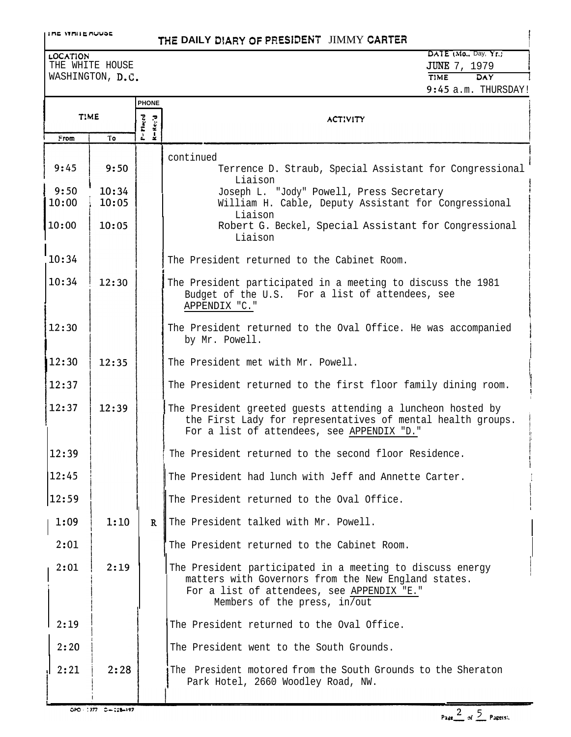THE WHITE HOUSE

# THE DAILY DIARY OF PRESIDENT JIMMY CARTER

**LOCATION**
THE WHITE HOUSE
WASHINGTON, D.C.

**DATE (Mo., Day, Yr.)**
JUNE 7, 1979

**TIME** **DAY**
9:45 a.m. THURSDAY

| TIME From | TIME To | PHONE P=Placed R=Rec'd | ACTIVITY |
|---|---|---|---|
| | | | continued |
| 9:45 | 9:50 | | Terrence D. Straub, Special Assistant for Congressional Liaison |
| 9:50 | 10:34 | | Joseph L. "Jody" Powell, Press Secretary |
| 10:00 | 10:05 | | William H. Cable, Deputy Assistant for Congressional Liaison |
| 10:00 | 10:05 | | Robert G. Beckel, Special Assistant for Congressional Liaison |
| 10:34 | | | The President returned to the Cabinet Room. |
| 10:34 | 12:30 | | The President participated in a meeting to discuss the 1981 Budget of the U.S. For a list of attendees, see APPENDIX "C." |
| 12:30 | | | The President returned to the Oval Office. He was accompanied by Mr. Powell. |
| 12:30 | 12:35 | | The President met with Mr. Powell. |
| 12:37 | | | The President returned to the first floor family dining room. |
| 12:37 | 12:39 | | The President greeted guests attending a luncheon hosted by the First Lady for representatives of mental health groups. For a list of attendees, see APPENDIX "D." |
| 12:39 | | | The President returned to the second floor Residence. |
| 12:45 | | | The President had lunch with Jeff and Annette Carter. |
| 12:59 | | | The President returned to the Oval Office. |
| 1:09 | 1:10 | R | The President talked with Mr. Powell. |
| 2:01 | | | The President returned to the Cabinet Room. |
| 2:01 | 2:19 | | The President participated in a meeting to discuss energy matters with Governors from the New England states. For a list of attendees, see APPENDIX "E." Members of the press, in/out |
| 2:19 | | | The President returned to the Oval Office. |
| 2:20 | | | The President went to the South Grounds. |
| 2:21 | 2:28 | | The President motored from the South Grounds to the Sheraton Park Hotel, 2660 Woodley Road, NW. |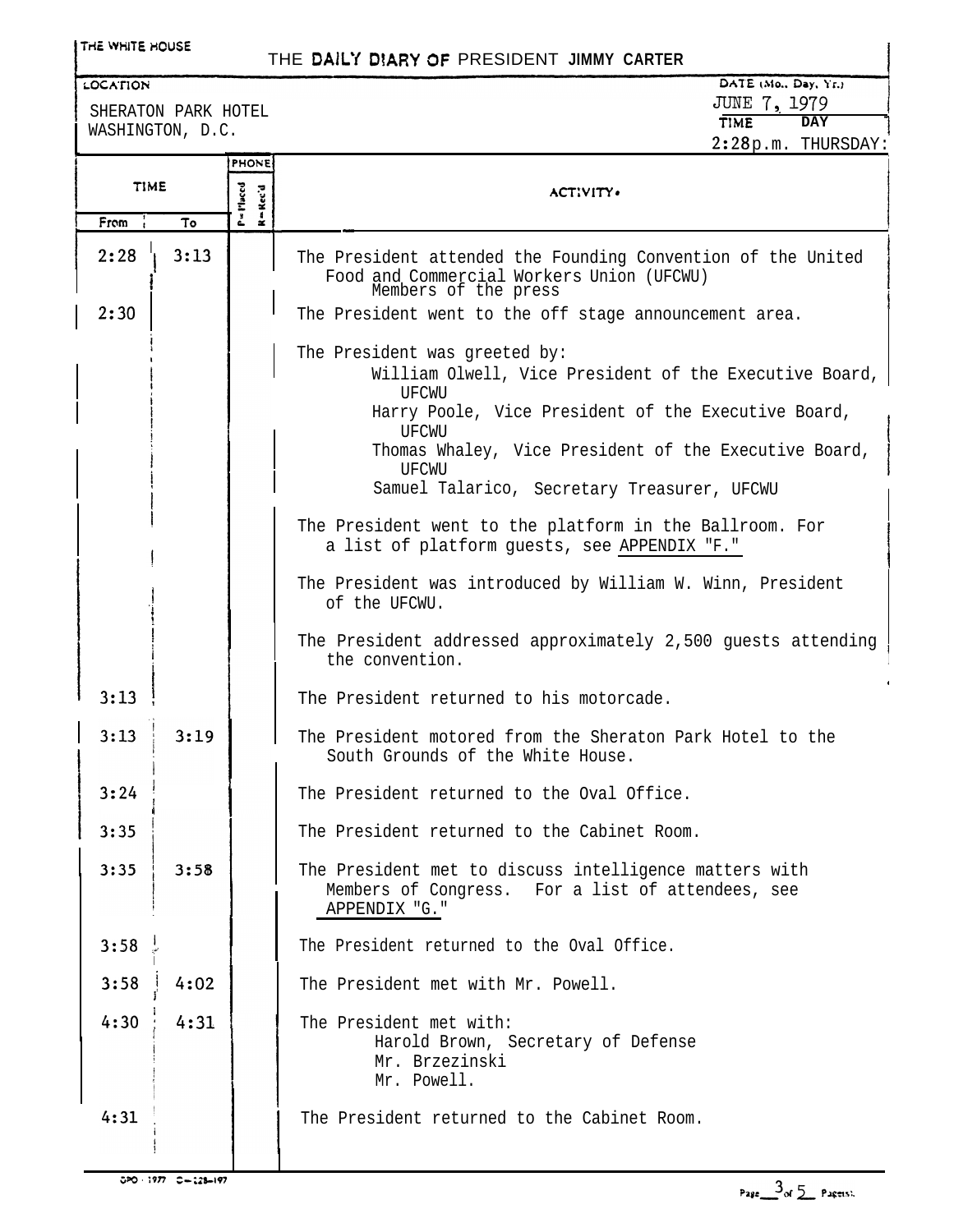THE WHITE HOUSE

# THE DAILY DIARY OF PRESIDENT JIMMY CARTER

| LOCATION | DATE (Mo., Day, Yr.) |
|---|---|
| SHERATON PARK HOTEL<br>WASHINGTON, D.C. | JUNE 7, 1979 |
| | TIME: 2:28 p.m. &nbsp; DAY: THURSDAY |

| TIME From | TIME To | PHONE P=Placed | PHONE R=Rec'd | ACTIVITY |
|---|---|---|---|---|
| 2:28 | 3:13 | | | The President attended the Founding Convention of the United Food and Commercial Workers Union (UFCWU)<br>Members of the press |
| 2:30 | | | | The President went to the off stage announcement area. |
| | | | | The President was greeted by:<br>William Olwell, Vice President of the Executive Board, UFCWU<br>Harry Poole, Vice President of the Executive Board, UFCWU<br>Thomas Whaley, Vice President of the Executive Board, UFCWU<br>Samuel Talarico, Secretary Treasurer, UFCWU |
| | | | | The President went to the platform in the Ballroom. For a list of platform guests, see APPENDIX "F." |
| | | | | The President was introduced by William W. Winn, President of the UFCWU. |
| | | | | The President addressed approximately 2,500 guests attending the convention. |
| 3:13 | | | | The President returned to his motorcade. |
| 3:13 | 3:19 | | | The President motored from the Sheraton Park Hotel to the South Grounds of the White House. |
| 3:24 | | | | The President returned to the Oval Office. |
| 3:35 | | | | The President returned to the Cabinet Room. |
| 3:35 | 3:58 | | | The President met to discuss intelligence matters with Members of Congress. For a list of attendees, see APPENDIX "G." |
| 3:58 | | | | The President returned to the Oval Office. |
| 3:58 | 4:02 | | | The President met with Mr. Powell. |
| 4:30 | 4:31 | | | The President met with:<br>Harold Brown, Secretary of Defense<br>Mr. Brzezinski<br>Mr. Powell. |
| 4:31 | | | | The President returned to the Cabinet Room. |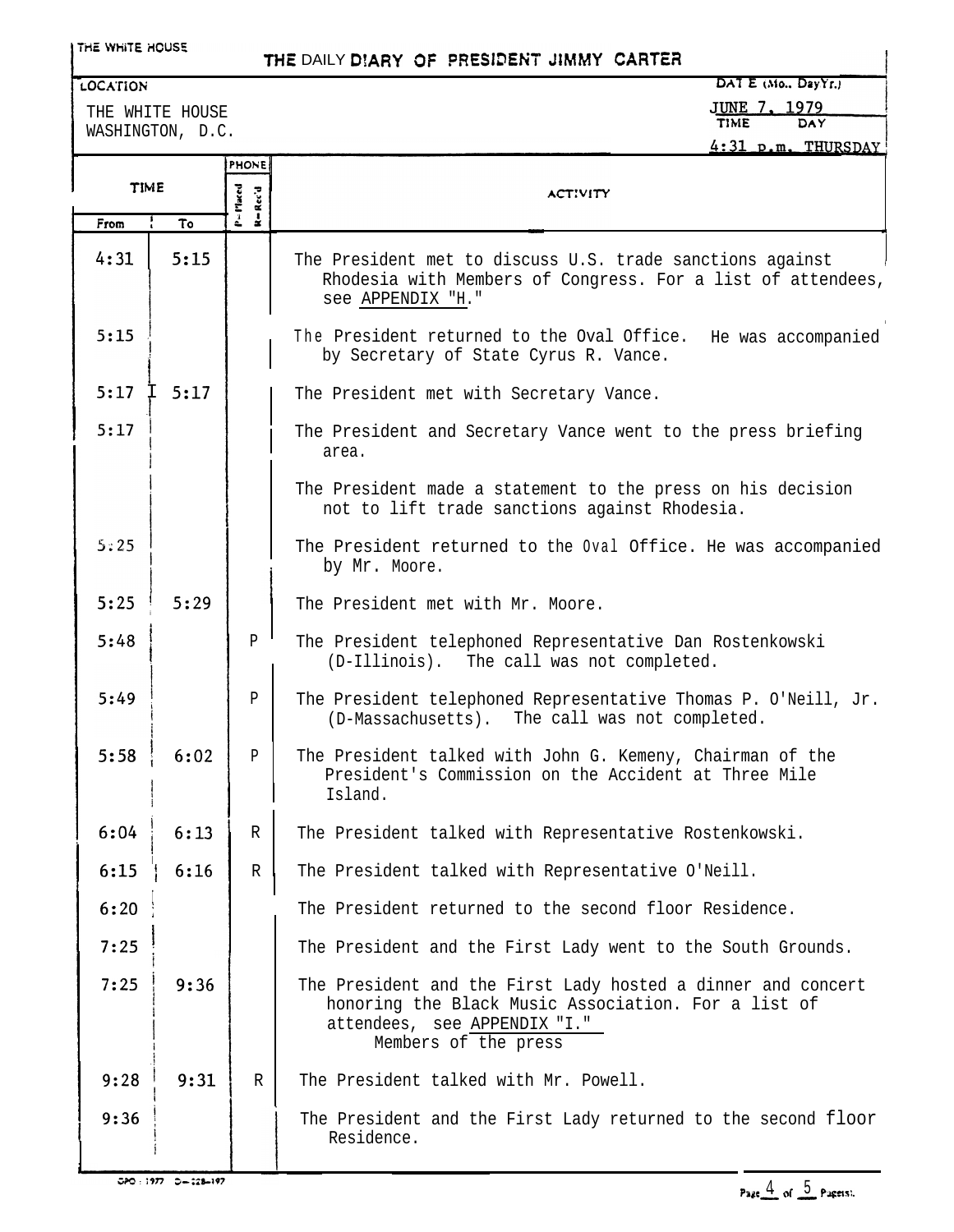THE WHITE HOUSE

# THE DAILY DIARY OF PRESIDENT JIMMY CARTER

LOCATION: THE WHITE HOUSE, WASHINGTON, D.C.

DATE (Mo., Day, Yr.): JUNE 7, 1979

TIME: 4:31 p.m. DAY: THURSDAY

| TIME From | TIME To | PHONE P=Placed R=Rec'd | ACTIVITY |
|---|---|---|---|
| 4:31 | 5:15 | | The President met to discuss U.S. trade sanctions against Rhodesia with Members of Congress. For a list of attendees, see APPENDIX "H." |
| 5:15 | | | The President returned to the Oval Office. He was accompanied by Secretary of State Cyrus R. Vance. |
| 5:17 | 5:17 | | The President met with Secretary Vance. |
| 5:17 | | | The President and Secretary Vance went to the press briefing area. |
| | | | The President made a statement to the press on his decision not to lift trade sanctions against Rhodesia. |
| 5:25 | | | The President returned to the Oval Office. He was accompanied by Mr. Moore. |
| 5:25 | 5:29 | | The President met with Mr. Moore. |
| 5:48 | | P | The President telephoned Representative Dan Rostenkowski (D-Illinois). The call was not completed. |
| 5:49 | | P | The President telephoned Representative Thomas P. O'Neill, Jr. (D-Massachusetts). The call was not completed. |
| 5:58 | 6:02 | P | The President talked with John G. Kemeny, Chairman of the President's Commission on the Accident at Three Mile Island. |
| 6:04 | 6:13 | R | The President talked with Representative Rostenkowski. |
| 6:15 | 6:16 | R | The President talked with Representative O'Neill. |
| 6:20 | | | The President returned to the second floor Residence. |
| 7:25 | | | The President and the First Lady went to the South Grounds. |
| 7:25 | 9:36 | | The President and the First Lady hosted a dinner and concert honoring the Black Music Association. For a list of attendees, see APPENDIX "I." Members of the press |
| 9:28 | 9:31 | R | The President talked with Mr. Powell. |
| 9:36 | | | The President and the First Lady returned to the second floor Residence. |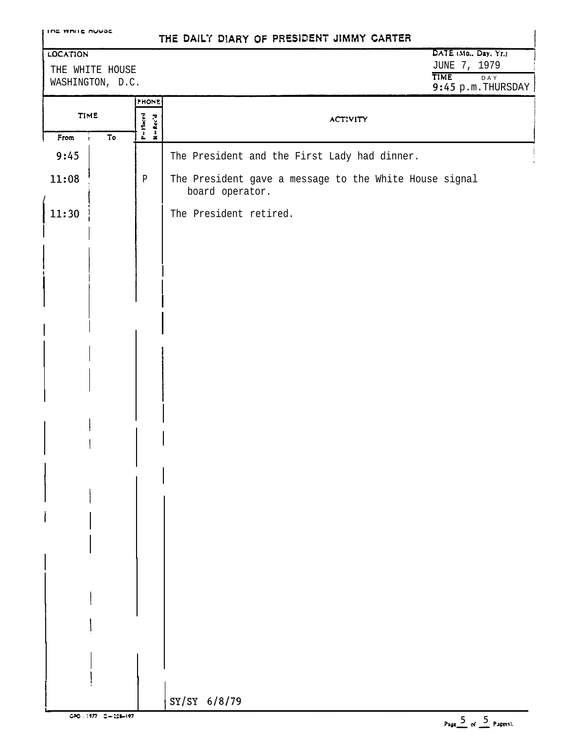THE WHITE HOUSE

# THE DAILY DIARY OF PRESIDENT JIMMY CARTER

| LOCATION | DATE (Mo., Day, Yr.) |
| --- | --- |
| THE WHITE HOUSE<br>WASHINGTON, D.C. | JUNE 7, 1979 |
| | TIME: 9:45 p.m. DAY: THURSDAY |

| TIME From | TIME To | PHONE (P=Placed, R=Rec'd) | ACTIVITY |
| --- | --- | --- | --- |
| 9:45 | | | The President and the First Lady had dinner. |
| 11:08 | | P | The President gave a message to the White House signal board operator. |
| 11:30 | | | The President retired. |

SY/SY 6/8/79

GPO : 1977 O-228-197